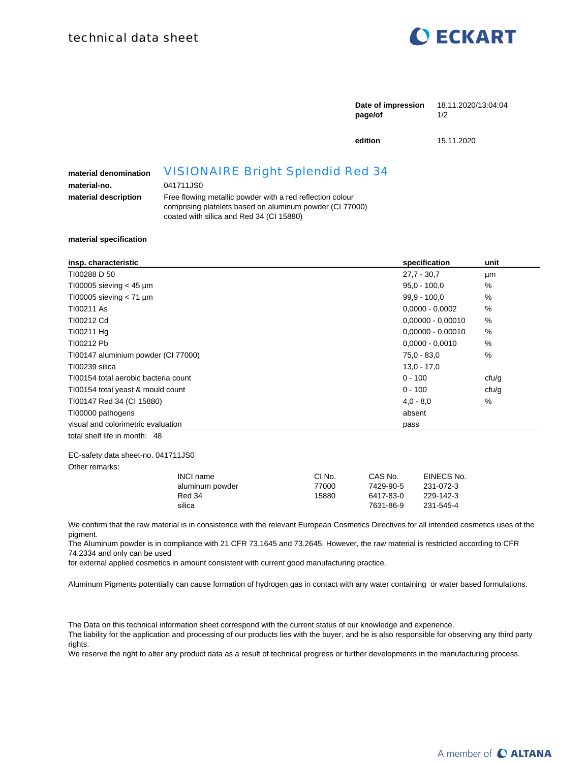technical data sheet

ECKART

**Date of impression** 18.11.2020/13:04:04
**page/of** 1/2

**edition** 15.11.2020

| | |
|---|---|
| **material denomination** | VISIONAIRE Bright Splendid Red 34 |
| **material-no.** | 041711JS0 |
| **material description** | Free flowing metallic powder with a red reflection colour comprising platelets based on aluminum powder (CI 77000) coated with silica and Red 34 (CI 15880) |

**material specification**

| insp. characteristic | specification | unit |
|---|---|---|
| TI00288 D 50 | 27,7 - 30,7 | µm |
| TI00005 sieving < 45 µm | 95,0 - 100,0 | % |
| TI00005 sieving < 71 µm | 99,9 - 100,0 | % |
| TI00211 As | 0,0000 - 0,0002 | % |
| TI00212 Cd | 0,00000 - 0,00010 | % |
| TI00211 Hg | 0,00000 - 0,00010 | % |
| TI00212 Pb | 0,0000 - 0,0010 | % |
| TI00147 aluminium powder (CI 77000) | 75,0 - 83,0 | % |
| TI00239 silica | 13,0 - 17,0 | |
| TI00154 total aerobic bacteria count | 0 - 100 | cfu/g |
| TI00154 total yeast & mould count | 0 - 100 | cfu/g |
| TI00147 Red 34 (CI 15880) | 4,0 - 8,0 | % |
| TI00000 pathogens | absent | |
| visual and colorimetric evaluation | pass | |

total shelf life in month: 48

EC-safety data sheet-no. 041711JS0

Other remarks:

| INCI name | CI No. | CAS No. | EINECS No. |
|---|---|---|---|
| aluminum powder | 77000 | 7429-90-5 | 231-072-3 |
| Red 34 | 15880 | 6417-83-0 | 229-142-3 |
| silica | | 7631-86-9 | 231-545-4 |

We confirm that the raw material is in consistence with the relevant European Cosmetics Directives for all intended cosmetics uses of the pigment.
The Aluminum powder is in compliance with 21 CFR 73.1645 and 73.2645. However, the raw material is restricted according to CFR 74.2334 and only can be used
for external applied cosmetics in amount consistent with current good manufacturing practice.

Aluminum Pigments potentially can cause formation of hydrogen gas in contact with any water containing or water based formulations.

The Data on this technical information sheet correspond with the current status of our knowledge and experience.
The liability for the application and processing of our products lies with the buyer, and he is also responsible for observing any third party rights.
We reserve the right to alter any product data as a result of technical progress or further developments in the manufacturing process.

A member of ALTANA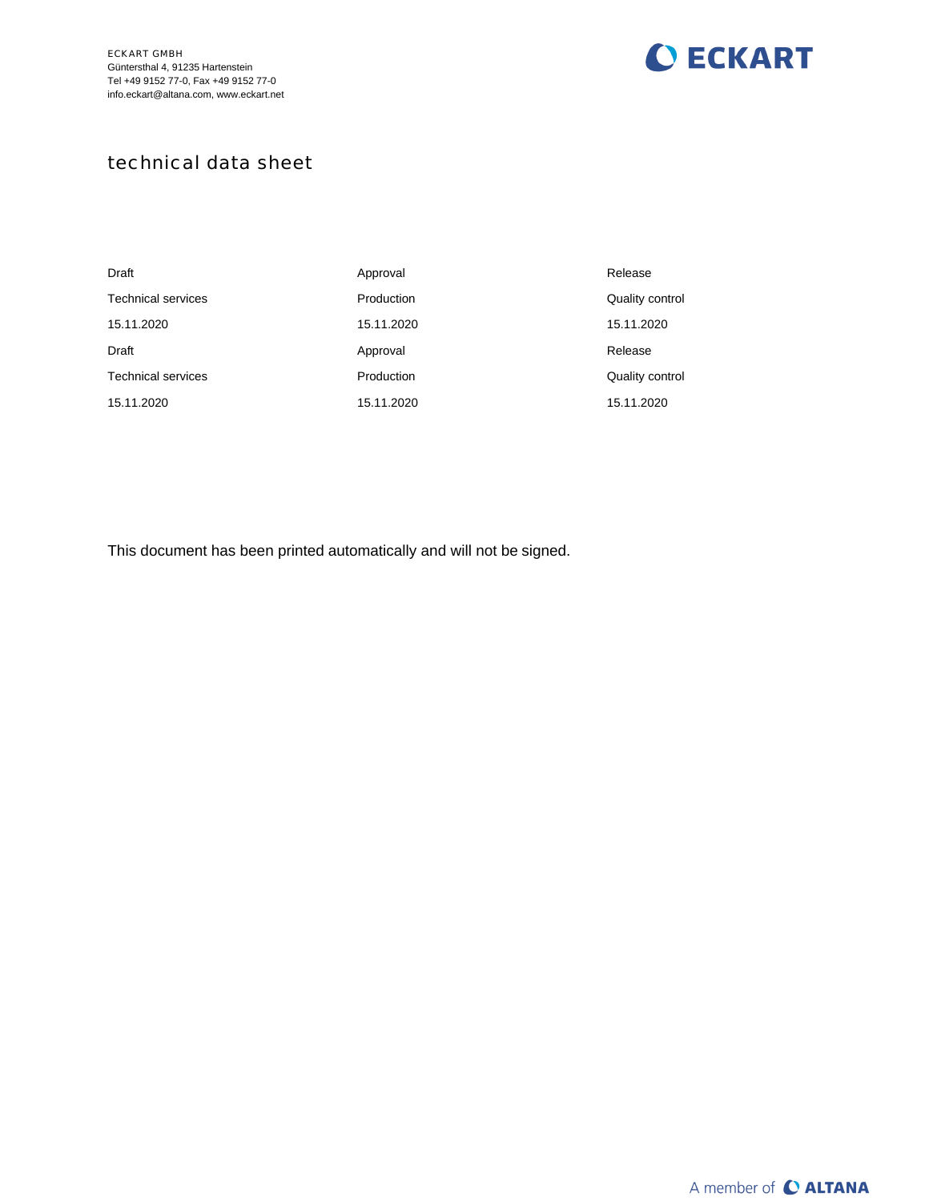ECKART GMBH
Güntersthal 4, 91235 Hartenstein
Tel +49 9152 77-0, Fax +49 9152 77-0
info.eckart@altana.com, www.eckart.net

ECKART

# technical data sheet

| | | |
|---|---|---|
| Draft | Approval | Release |
| Technical services | Production | Quality control |
| 15.11.2020 | 15.11.2020 | 15.11.2020 |
| Draft | Approval | Release |
| Technical services | Production | Quality control |
| 15.11.2020 | 15.11.2020 | 15.11.2020 |

This document has been printed automatically and will not be signed.

A member of ALTANA